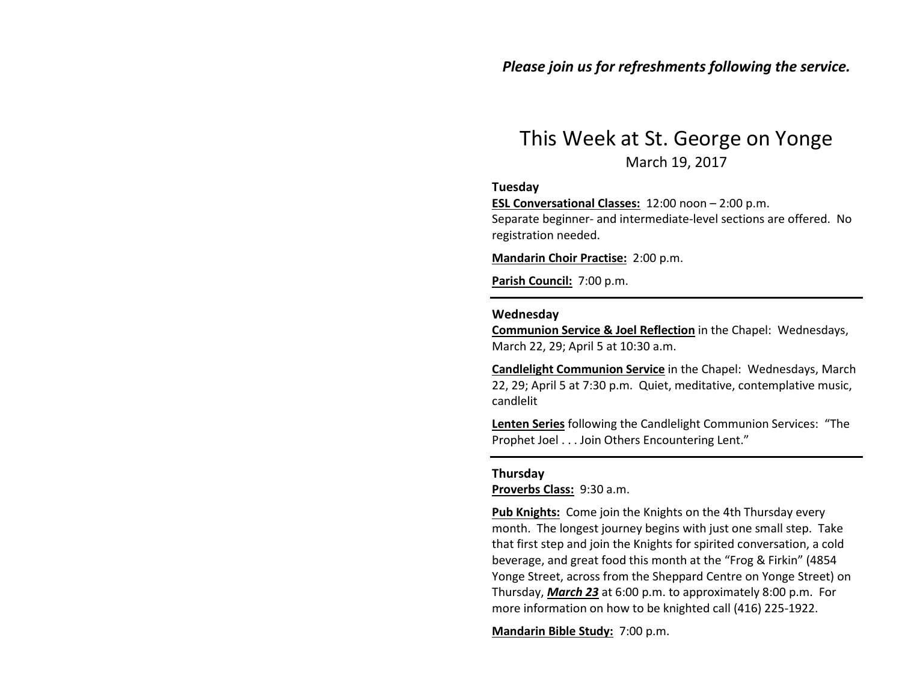***Please join us for refreshments following the service.***

# This Week at St. George on Yonge

March 19, 2017

**Tuesday**

**ESL Conversational Classes:** 12:00 noon – 2:00 p.m.
Separate beginner- and intermediate-level sections are offered. No registration needed.

**Mandarin Choir Practise:** 2:00 p.m.

**Parish Council:** 7:00 p.m.

---

**Wednesday**

**Communion Service & Joel Reflection** in the Chapel: Wednesdays, March 22, 29; April 5 at 10:30 a.m.

**Candlelight Communion Service** in the Chapel: Wednesdays, March 22, 29; April 5 at 7:30 p.m. Quiet, meditative, contemplative music, candlelit

**Lenten Series** following the Candlelight Communion Services: "The Prophet Joel . . . Join Others Encountering Lent."

---

**Thursday**

**Proverbs Class:** 9:30 a.m.

**Pub Knights:** Come join the Knights on the 4th Thursday every month. The longest journey begins with just one small step. Take that first step and join the Knights for spirited conversation, a cold beverage, and great food this month at the "Frog & Firkin" (4854 Yonge Street, across from the Sheppard Centre on Yonge Street) on Thursday, ***March 23*** at 6:00 p.m. to approximately 8:00 p.m. For more information on how to be knighted call (416) 225-1922.

**Mandarin Bible Study:** 7:00 p.m.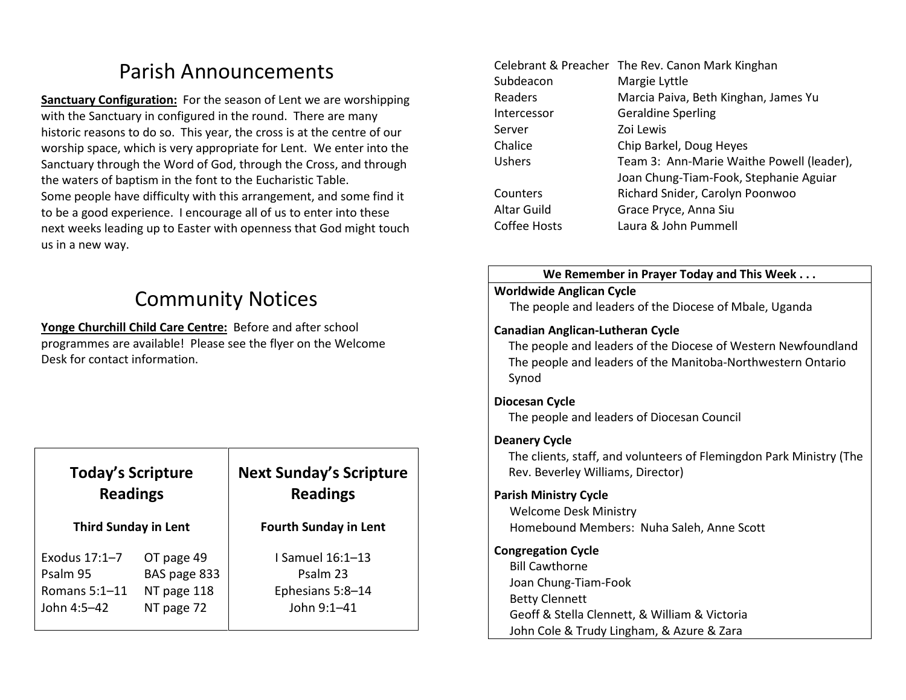# Parish Announcements

**Sanctuary Configuration:** For the season of Lent we are worshipping with the Sanctuary in configured in the round. There are many historic reasons to do so. This year, the cross is at the centre of our worship space, which is very appropriate for Lent. We enter into the Sanctuary through the Word of God, through the Cross, and through the waters of baptism in the font to the Eucharistic Table.
Some people have difficulty with this arrangement, and some find it to be a good experience. I encourage all of us to enter into these next weeks leading up to Easter with openness that God might touch us in a new way.

# Community Notices

**Yonge Churchill Child Care Centre:** Before and after school programmes are available! Please see the flyer on the Welcome Desk for contact information.

## Today's Scripture Readings

**Third Sunday in Lent**

| | |
|---|---|
| Exodus 17:1–7 | OT page 49 |
| Psalm 95 | BAS page 833 |
| Romans 5:1–11 | NT page 118 |
| John 4:5–42 | NT page 72 |

## Next Sunday's Scripture Readings

**Fourth Sunday in Lent**

I Samuel 16:1–13
Psalm 23
Ephesians 5:8–14
John 9:1–41

| | |
|---|---|
| Celebrant & Preacher | The Rev. Canon Mark Kinghan |
| Subdeacon | Margie Lyttle |
| Readers | Marcia Paiva, Beth Kinghan, James Yu |
| Intercessor | Geraldine Sperling |
| Server | Zoi Lewis |
| Chalice | Chip Barkel, Doug Heyes |
| Ushers | Team 3: Ann-Marie Waithe Powell (leader), Joan Chung-Tiam-Fook, Stephanie Aguiar |
| Counters | Richard Snider, Carolyn Poonwoo |
| Altar Guild | Grace Pryce, Anna Siu |
| Coffee Hosts | Laura & John Pummell |

**We Remember in Prayer Today and This Week . . .**

**Worldwide Anglican Cycle**
The people and leaders of the Diocese of Mbale, Uganda

**Canadian Anglican-Lutheran Cycle**
The people and leaders of the Diocese of Western Newfoundland
The people and leaders of the Manitoba-Northwestern Ontario Synod

**Diocesan Cycle**
The people and leaders of Diocesan Council

**Deanery Cycle**
The clients, staff, and volunteers of Flemingdon Park Ministry (The Rev. Beverley Williams, Director)

**Parish Ministry Cycle**
Welcome Desk Ministry
Homebound Members: Nuha Saleh, Anne Scott

**Congregation Cycle**
Bill Cawthorne
Joan Chung-Tiam-Fook
Betty Clennett
Geoff & Stella Clennett, & William & Victoria
John Cole & Trudy Lingham, & Azure & Zara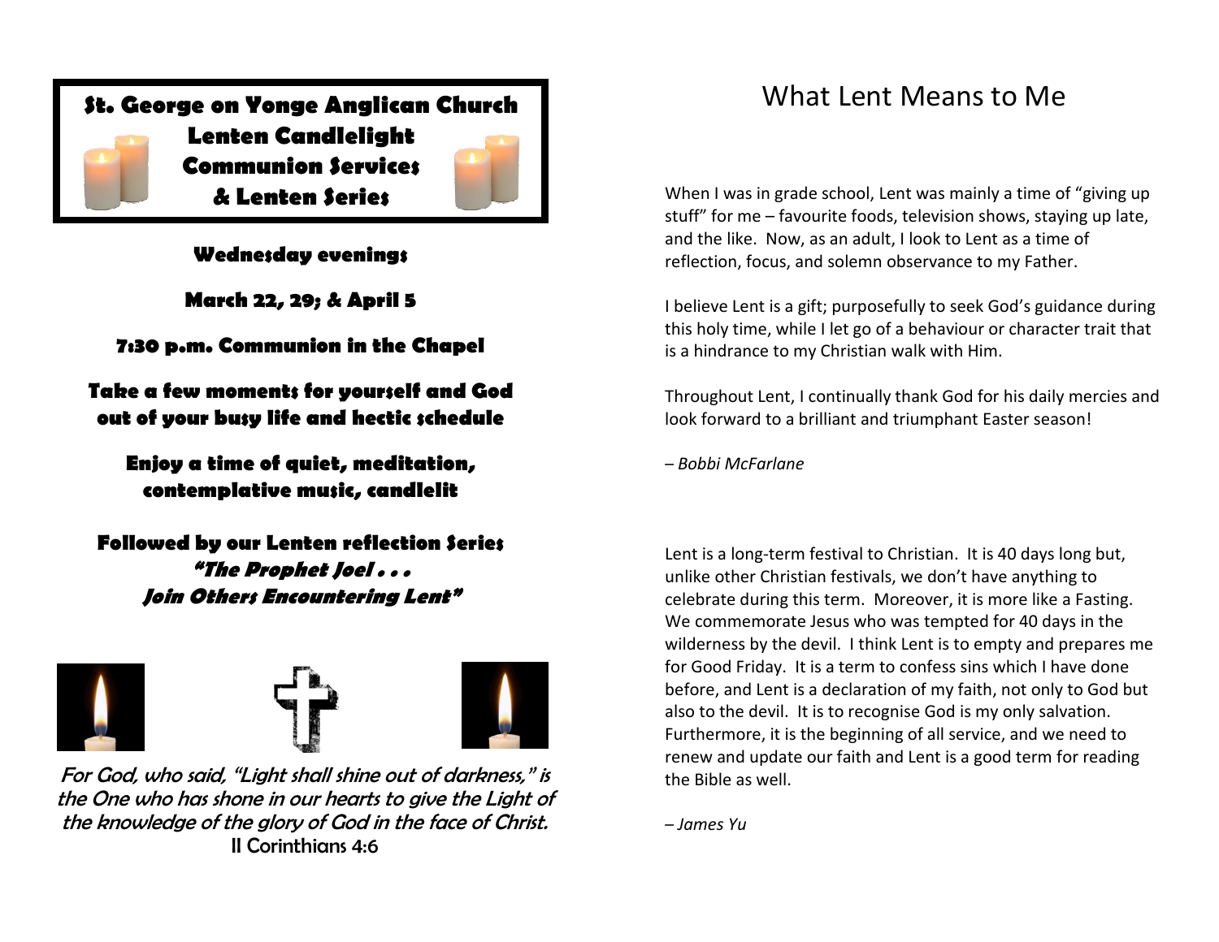**St. George on Yonge Anglican Church**
**Lenten Candlelight**
**Communion Services**
**& Lenten Series**

**Wednesday evenings**

**March 22, 29; & April 5**

**7:30 p.m. Communion in the Chapel**

**Take a few moments for yourself and God out of your busy life and hectic schedule**

**Enjoy a time of quiet, meditation, contemplative music, candlelit**

**Followed by our Lenten reflection Series**
***"The Prophet Joel . . .***
***Join Others Encountering Lent"***

*For God, who said, "Light shall shine out of darkness," is the One who has shone in our hearts to give the Light of the knowledge of the glory of God in the face of Christ.*
II Corinthians 4:6

# What Lent Means to Me

When I was in grade school, Lent was mainly a time of "giving up stuff" for me – favourite foods, television shows, staying up late, and the like. Now, as an adult, I look to Lent as a time of reflection, focus, and solemn observance to my Father.

I believe Lent is a gift; purposefully to seek God's guidance during this holy time, while I let go of a behaviour or character trait that is a hindrance to my Christian walk with Him.

Throughout Lent, I continually thank God for his daily mercies and look forward to a brilliant and triumphant Easter season!

*– Bobbi McFarlane*

Lent is a long-term festival to Christian. It is 40 days long but, unlike other Christian festivals, we don't have anything to celebrate during this term. Moreover, it is more like a Fasting. We commemorate Jesus who was tempted for 40 days in the wilderness by the devil. I think Lent is to empty and prepares me for Good Friday. It is a term to confess sins which I have done before, and Lent is a declaration of my faith, not only to God but also to the devil. It is to recognise God is my only salvation. Furthermore, it is the beginning of all service, and we need to renew and update our faith and Lent is a good term for reading the Bible as well.

*– James Yu*